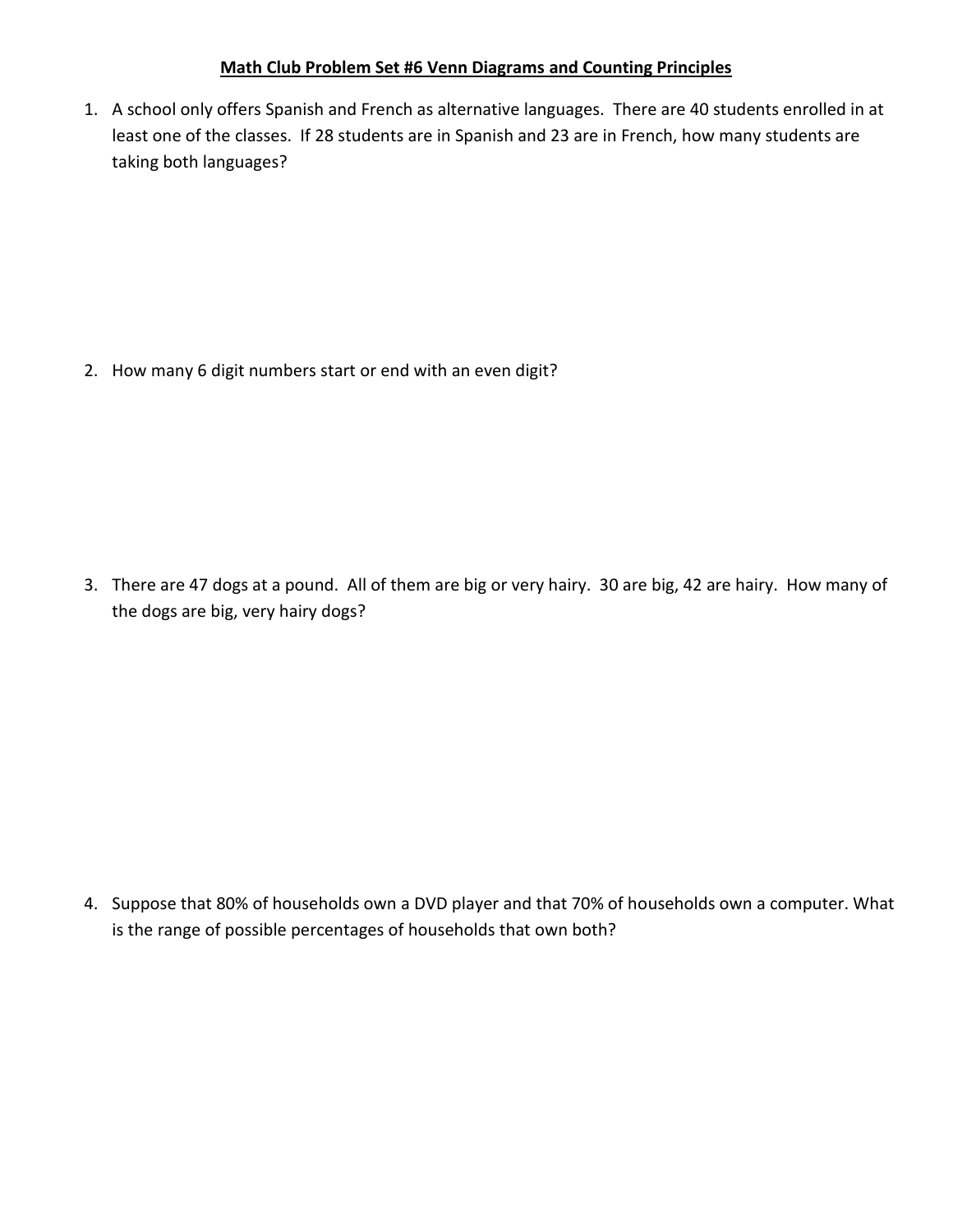## Math Club Problem Set #6 Venn Diagrams and Counting Principles

1. A school only offers Spanish and French as alternative languages. There are 40 students enrolled in at least one of the classes. If 28 students are in Spanish and 23 are in French, how many students are taking both languages?

2. How many 6 digit numbers start or end with an even digit?

3. There are 47 dogs at a pound. All of them are big or very hairy. 30 are big, 42 are hairy. How many of the dogs are big, very hairy dogs?

4. Suppose that 80% of households own a DVD player and that 70% of households own a computer. What is the range of possible percentages of households that own both?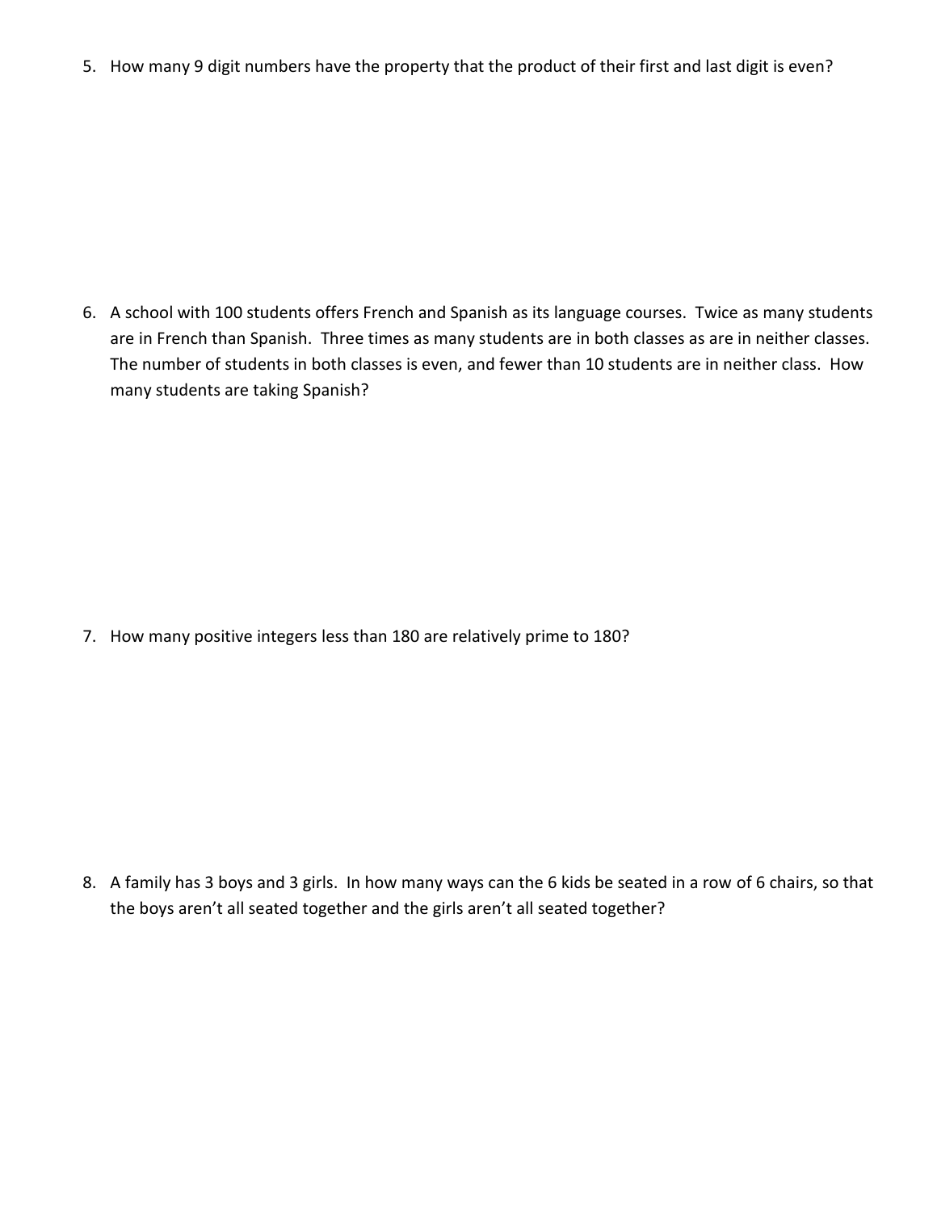5. How many 9 digit numbers have the property that the product of their first and last digit is even?

6. A school with 100 students offers French and Spanish as its language courses. Twice as many students are in French than Spanish. Three times as many students are in both classes as are in neither classes. The number of students in both classes is even, and fewer than 10 students are in neither class. How many students are taking Spanish?

7. How many positive integers less than 180 are relatively prime to 180?

8. A family has 3 boys and 3 girls. In how many ways can the 6 kids be seated in a row of 6 chairs, so that the boys aren't all seated together and the girls aren't all seated together?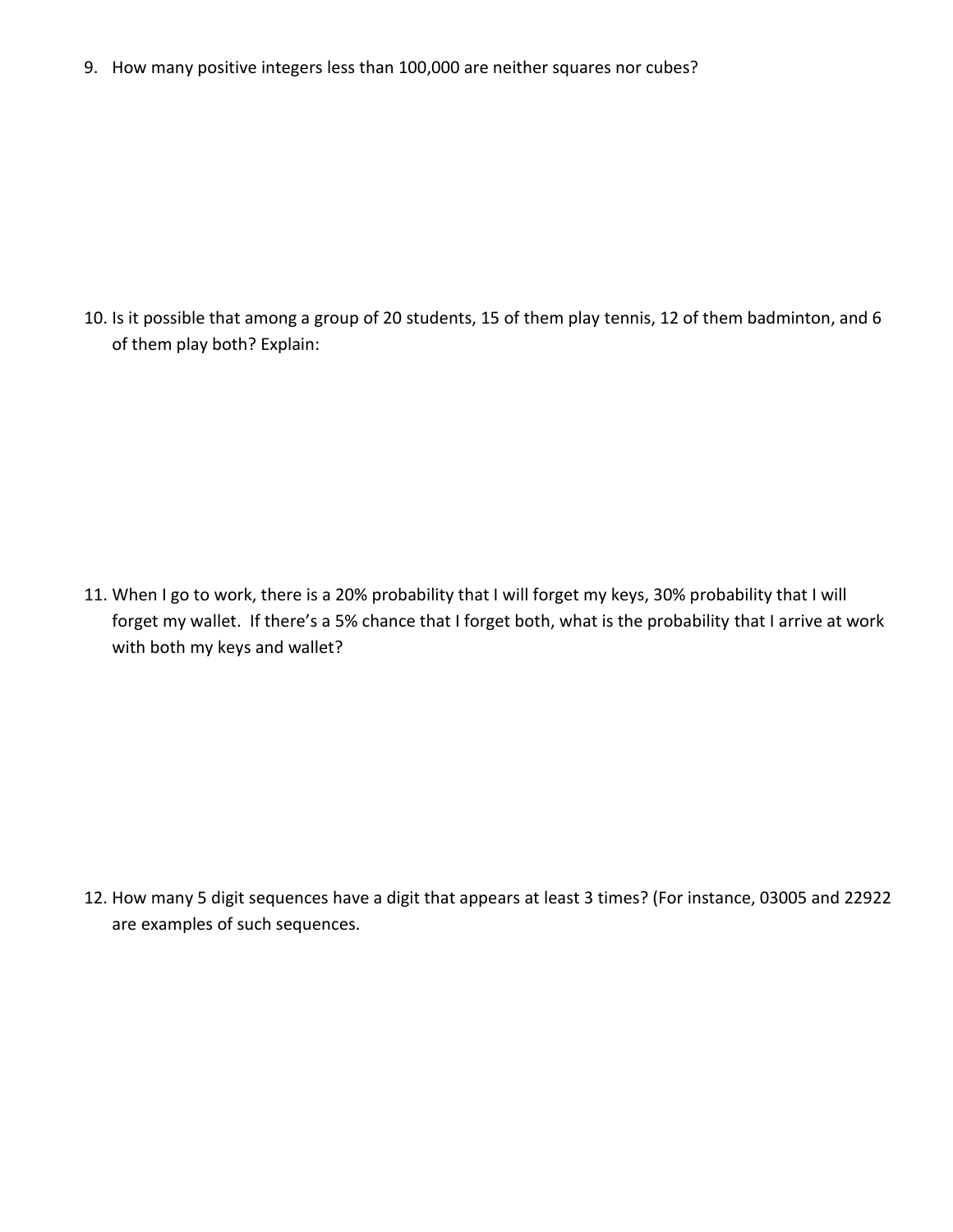9. How many positive integers less than 100,000 are neither squares nor cubes?

10. Is it possible that among a group of 20 students, 15 of them play tennis, 12 of them badminton, and 6 of them play both? Explain:

11. When I go to work, there is a 20% probability that I will forget my keys, 30% probability that I will forget my wallet. If there's a 5% chance that I forget both, what is the probability that I arrive at work with both my keys and wallet?

12. How many 5 digit sequences have a digit that appears at least 3 times? (For instance, 03005 and 22922 are examples of such sequences.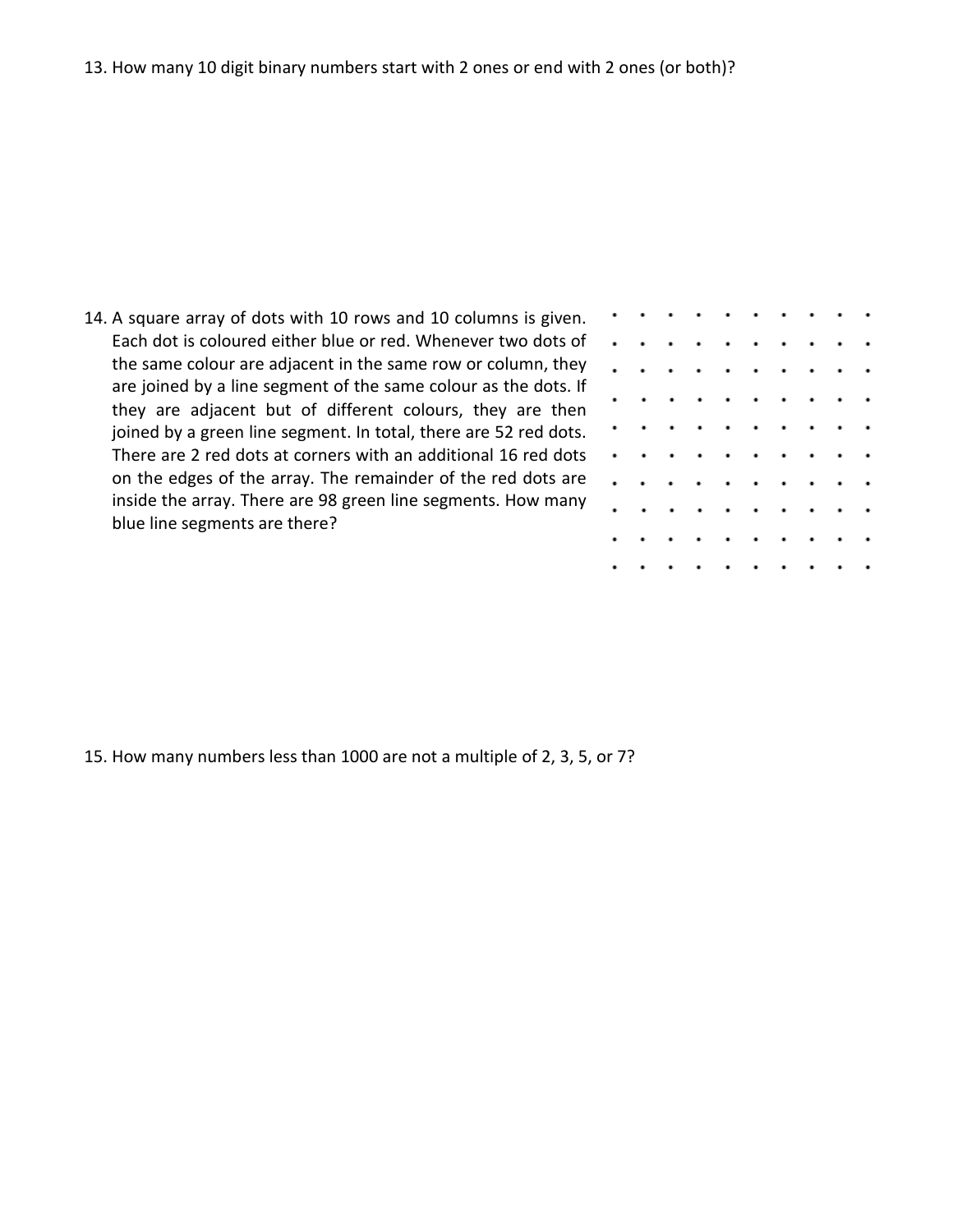13. How many 10 digit binary numbers start with 2 ones or end with 2 ones (or both)?

14. A square array of dots with 10 rows and 10 columns is given. Each dot is coloured either blue or red. Whenever two dots of the same colour are adjacent in the same row or column, they are joined by a line segment of the same colour as the dots. If they are adjacent but of different colours, they are then joined by a green line segment. In total, there are 52 red dots. There are 2 red dots at corners with an additional 16 red dots on the edges of the array. The remainder of the red dots are inside the array. There are 98 green line segments. How many blue line segments are there?

15. How many numbers less than 1000 are not a multiple of 2, 3, 5, or 7?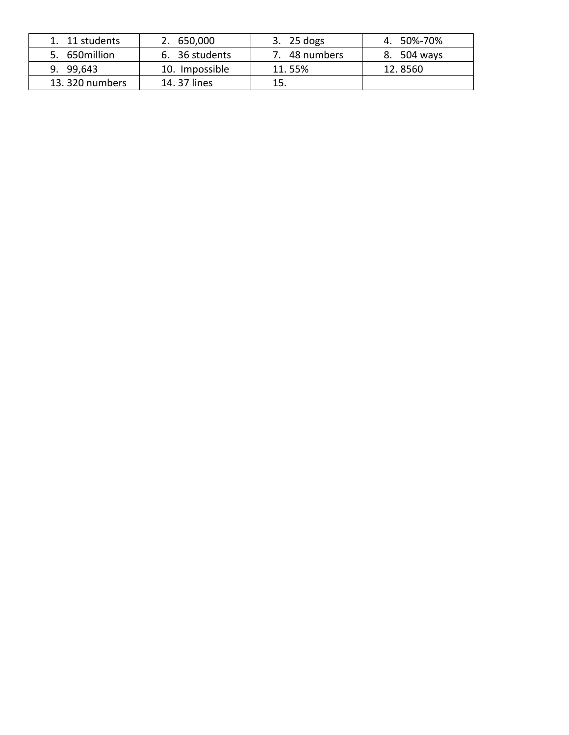| | | | |
|---|---|---|---|
| 1. 11 students | 2. 650,000 | 3. 25 dogs | 4. 50%-70% |
| 5. 650million | 6. 36 students | 7. 48 numbers | 8. 504 ways |
| 9. 99,643 | 10. Impossible | 11. 55% | 12. 8560 |
| 13. 320 numbers | 14. 37 lines | 15. | |